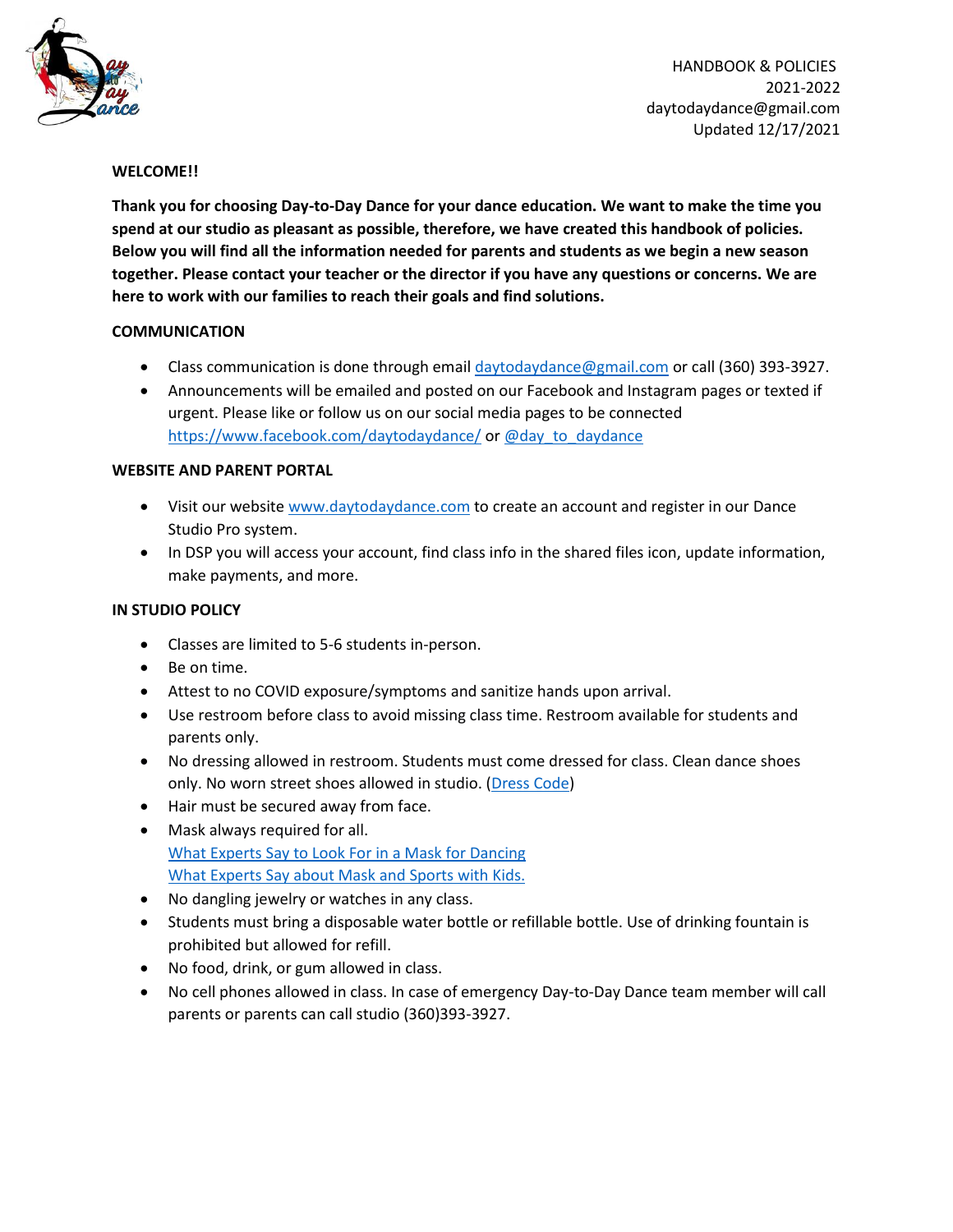HANDBOOK & POLICIES
2021-2022
daytodaydance@gmail.com
Updated 12/17/2021

**WELCOME!!**

**Thank you for choosing Day-to-Day Dance for your dance education. We want to make the time you spend at our studio as pleasant as possible, therefore, we have created this handbook of policies. Below you will find all the information needed for parents and students as we begin a new season together. Please contact your teacher or the director if you have any questions or concerns. We are here to work with our families to reach their goals and find solutions.**

**COMMUNICATION**

- Class communication is done through email daytodaydance@gmail.com or call (360) 393-3927.
- Announcements will be emailed and posted on our Facebook and Instagram pages or texted if urgent. Please like or follow us on our social media pages to be connected https://www.facebook.com/daytodaydance/ or @day_to_daydance

**WEBSITE AND PARENT PORTAL**

- Visit our website www.daytodaydance.com to create an account and register in our Dance Studio Pro system.
- In DSP you will access your account, find class info in the shared files icon, update information, make payments, and more.

**IN STUDIO POLICY**

- Classes are limited to 5-6 students in-person.
- Be on time.
- Attest to no COVID exposure/symptoms and sanitize hands upon arrival.
- Use restroom before class to avoid missing class time. Restroom available for students and parents only.
- No dressing allowed in restroom. Students must come dressed for class. Clean dance shoes only. No worn street shoes allowed in studio. (Dress Code)
- Hair must be secured away from face.
- Mask always required for all.
  What Experts Say to Look For in a Mask for Dancing
  What Experts Say about Mask and Sports with Kids.
- No dangling jewelry or watches in any class.
- Students must bring a disposable water bottle or refillable bottle. Use of drinking fountain is prohibited but allowed for refill.
- No food, drink, or gum allowed in class.
- No cell phones allowed in class. In case of emergency Day-to-Day Dance team member will call parents or parents can call studio (360)393-3927.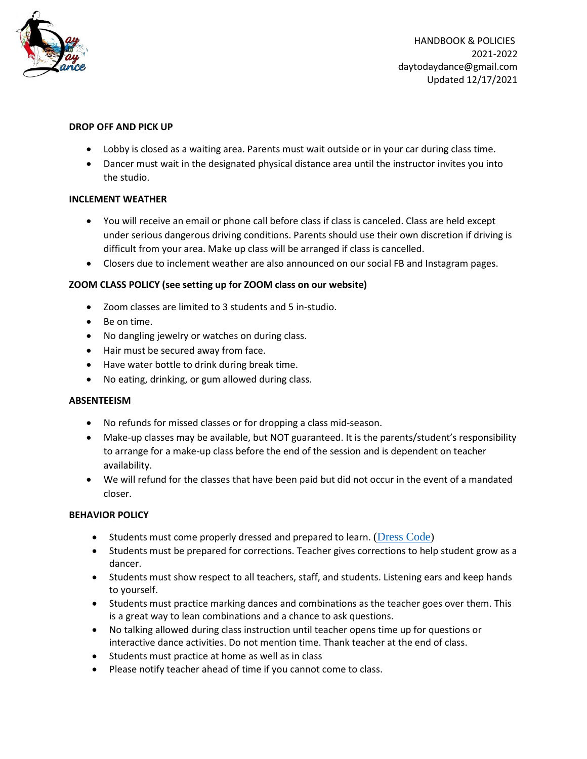HANDBOOK & POLICIES
2021-2022
daytodaydance@gmail.com
Updated 12/17/2021

**DROP OFF AND PICK UP**

- Lobby is closed as a waiting area. Parents must wait outside or in your car during class time.
- Dancer must wait in the designated physical distance area until the instructor invites you into the studio.

**INCLEMENT WEATHER**

- You will receive an email or phone call before class if class is canceled. Class are held except under serious dangerous driving conditions. Parents should use their own discretion if driving is difficult from your area. Make up class will be arranged if class is cancelled.
- Closers due to inclement weather are also announced on our social FB and Instagram pages.

**ZOOM CLASS POLICY (see setting up for ZOOM class on our website)**

- Zoom classes are limited to 3 students and 5 in-studio.
- Be on time.
- No dangling jewelry or watches on during class.
- Hair must be secured away from face.
- Have water bottle to drink during break time.
- No eating, drinking, or gum allowed during class.

**ABSENTEEISM**

- No refunds for missed classes or for dropping a class mid-season.
- Make-up classes may be available, but NOT guaranteed. It is the parents/student's responsibility to arrange for a make-up class before the end of the session and is dependent on teacher availability.
- We will refund for the classes that have been paid but did not occur in the event of a mandated closer.

**BEHAVIOR POLICY**

- Students must come properly dressed and prepared to learn. (Dress Code)
- Students must be prepared for corrections. Teacher gives corrections to help student grow as a dancer.
- Students must show respect to all teachers, staff, and students. Listening ears and keep hands to yourself.
- Students must practice marking dances and combinations as the teacher goes over them. This is a great way to lean combinations and a chance to ask questions.
- No talking allowed during class instruction until teacher opens time up for questions or interactive dance activities. Do not mention time. Thank teacher at the end of class.
- Students must practice at home as well as in class
- Please notify teacher ahead of time if you cannot come to class.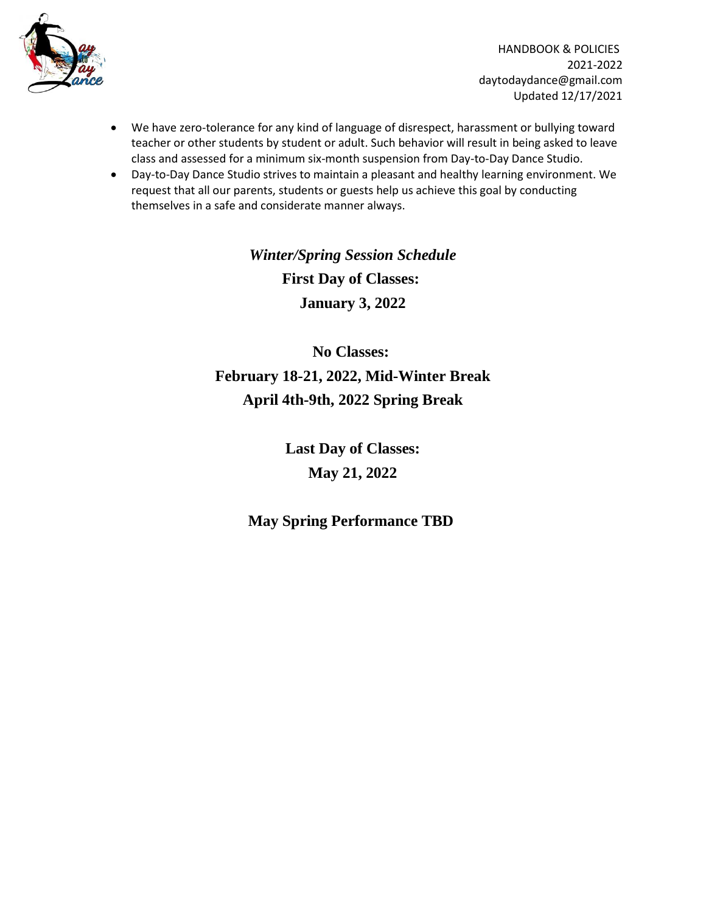- We have zero-tolerance for any kind of language of disrespect, harassment or bullying toward teacher or other students by student or adult. Such behavior will result in being asked to leave class and assessed for a minimum six-month suspension from Day-to-Day Dance Studio.
- Day-to-Day Dance Studio strives to maintain a pleasant and healthy learning environment. We request that all our parents, students or guests help us achieve this goal by conducting themselves in a safe and considerate manner always.

***Winter/Spring Session Schedule***

**First Day of Classes:**

**January 3, 2022**

**No Classes:**

**February 18-21, 2022, Mid-Winter Break**

**April 4th-9th, 2022 Spring Break**

**Last Day of Classes:**

**May 21, 2022**

**May Spring Performance TBD**